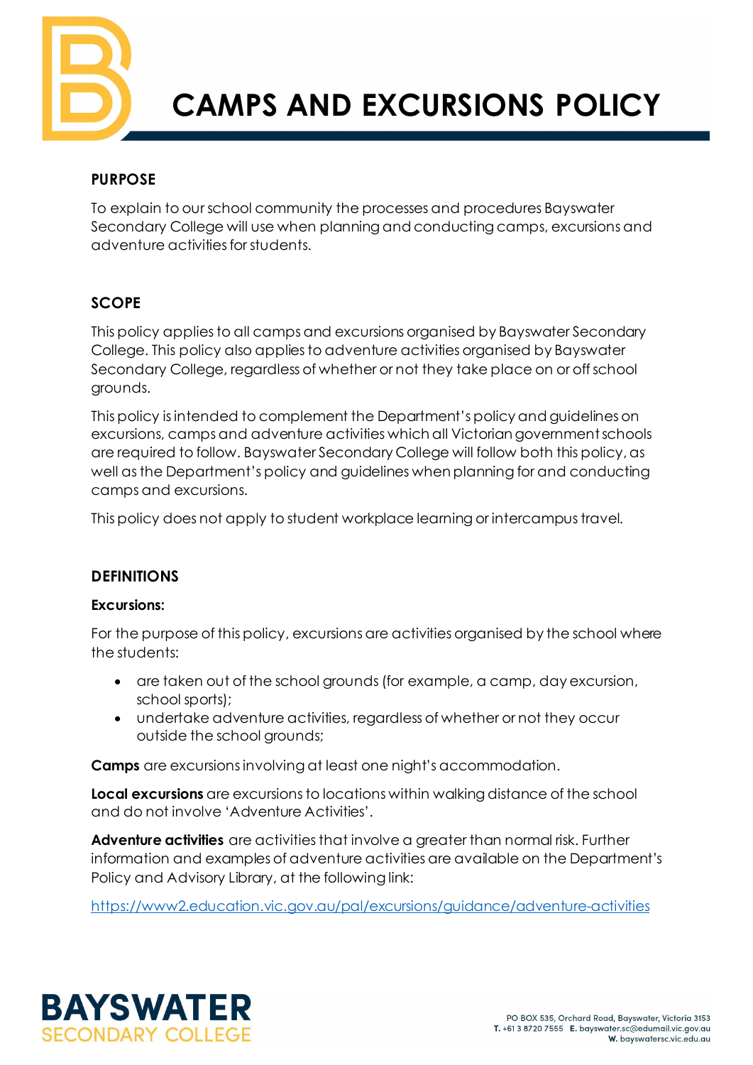# CAMPS AND EXCURSIONS POLICY

## PURPOSE

To explain to our school community the processes and procedures Bayswater Secondary College will use when planning and conducting camps, excursions and adventure activities for students.

## SCOPE

This policy applies to all camps and excursions organised by Bayswater Secondary College. This policy also applies to adventure activities organised by Bayswater Secondary College, regardless of whether or not they take place on or off school grounds.

This policy is intended to complement the Department's policy and guidelines on excursions, camps and adventure activities which all Victorian government schools are required to follow. Bayswater Secondary College will follow both this policy, as well as the Department's policy and guidelines when planning for and conducting camps and excursions.

This policy does not apply to student workplace learning or intercampus travel.

## DEFINITIONS

**Excursions:**

For the purpose of this policy, excursions are activities organised by the school where the students:

- are taken out of the school grounds (for example, a camp, day excursion, school sports);
- undertake adventure activities, regardless of whether or not they occur outside the school grounds;

**Camps** are excursions involving at least one night's accommodation.

**Local excursions** are excursions to locations within walking distance of the school and do not involve 'Adventure Activities'.

**Adventure activities** are activities that involve a greater than normal risk. Further information and examples of adventure activities are available on the Department's Policy and Advisory Library, at the following link:

https://www2.education.vic.gov.au/pal/excursions/guidance/adventure-activities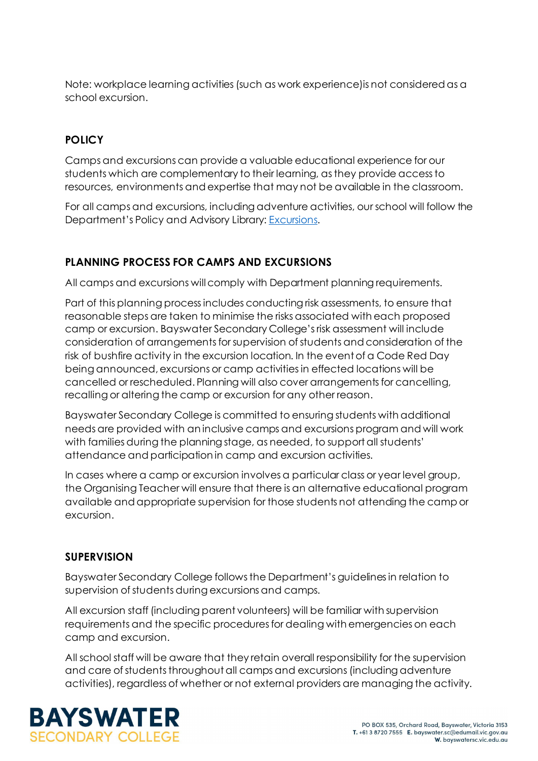Note: workplace learning activities (such as work experience)is not considered as a school excursion.

## POLICY

Camps and excursions can provide a valuable educational experience for our students which are complementary to their learning, as they provide access to resources, environments and expertise that may not be available in the classroom.

For all camps and excursions, including adventure activities, our school will follow the Department's Policy and Advisory Library: Excursions.

## PLANNING PROCESS FOR CAMPS AND EXCURSIONS

All camps and excursions will comply with Department planning requirements.

Part of this planning process includes conducting risk assessments, to ensure that reasonable steps are taken to minimise the risks associated with each proposed camp or excursion. Bayswater Secondary College's risk assessment will include consideration of arrangements for supervision of students and consideration of the risk of bushfire activity in the excursion location. In the event of a Code Red Day being announced, excursions or camp activities in effected locations will be cancelled or rescheduled. Planning will also cover arrangements for cancelling, recalling or altering the camp or excursion for any other reason.

Bayswater Secondary College is committed to ensuring students with additional needs are provided with an inclusive camps and excursions program and will work with families during the planning stage, as needed, to support all students' attendance and participation in camp and excursion activities.

In cases where a camp or excursion involves a particular class or year level group, the Organising Teacher will ensure that there is an alternative educational program available and appropriate supervision for those students not attending the camp or excursion.

## SUPERVISION

Bayswater Secondary College follows the Department's guidelines in relation to supervision of students during excursions and camps.

All excursion staff (including parent volunteers) will be familiar with supervision requirements and the specific procedures for dealing with emergencies on each camp and excursion.

All school staff will be aware that they retain overall responsibility for the supervision and care of students throughout all camps and excursions (including adventure activities), regardless of whether or not external providers are managing the activity.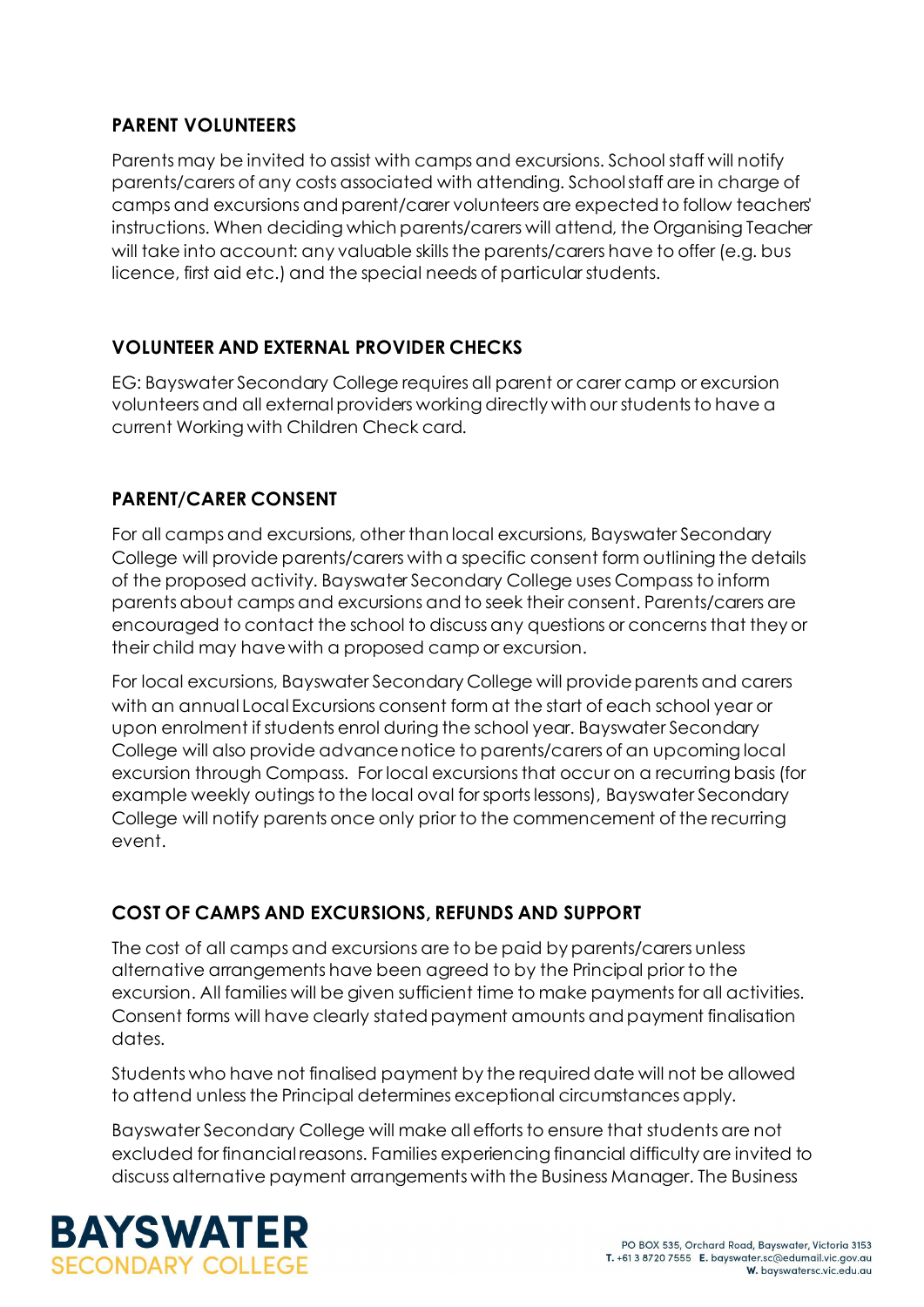## PARENT VOLUNTEERS

Parents may be invited to assist with camps and excursions. School staff will notify parents/carers of any costs associated with attending. School staff are in charge of camps and excursions and parent/carer volunteers are expected to follow teachers' instructions. When deciding which parents/carers will attend, the Organising Teacher will take into account: any valuable skills the parents/carers have to offer (e.g. bus licence, first aid etc.) and the special needs of particular students.

## VOLUNTEER AND EXTERNAL PROVIDER CHECKS

EG: Bayswater Secondary College requires all parent or carer camp or excursion volunteers and all external providers working directly with our students to have a current Working with Children Check card.

## PARENT/CARER CONSENT

For all camps and excursions, other than local excursions, Bayswater Secondary College will provide parents/carers with a specific consent form outlining the details of the proposed activity. Bayswater Secondary College uses Compass to inform parents about camps and excursions and to seek their consent. Parents/carers are encouraged to contact the school to discuss any questions or concerns that they or their child may have with a proposed camp or excursion.

For local excursions, Bayswater Secondary College will provide parents and carers with an annual Local Excursions consent form at the start of each school year or upon enrolment if students enrol during the school year. Bayswater Secondary College will also provide advance notice to parents/carers of an upcoming local excursion through Compass. For local excursions that occur on a recurring basis (for example weekly outings to the local oval for sports lessons), Bayswater Secondary College will notify parents once only prior to the commencement of the recurring event.

## COST OF CAMPS AND EXCURSIONS, REFUNDS AND SUPPORT

The cost of all camps and excursions are to be paid by parents/carers unless alternative arrangements have been agreed to by the Principal prior to the excursion. All families will be given sufficient time to make payments for all activities. Consent forms will have clearly stated payment amounts and payment finalisation dates.

Students who have not finalised payment by the required date will not be allowed to attend unless the Principal determines exceptional circumstances apply.

Bayswater Secondary College will make all efforts to ensure that students are not excluded for financial reasons. Families experiencing financial difficulty are invited to discuss alternative payment arrangements with the Business Manager. The Business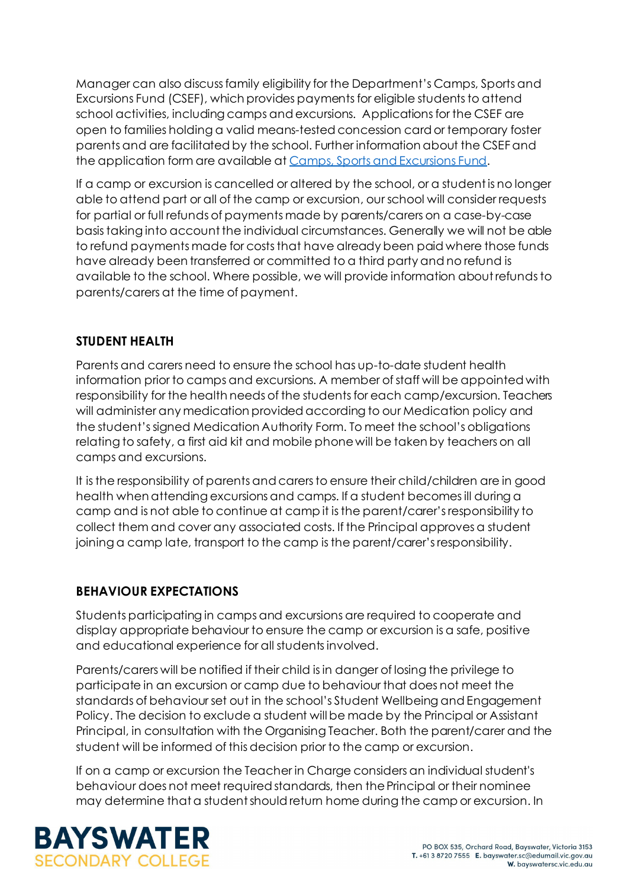Manager can also discuss family eligibility for the Department's Camps, Sports and Excursions Fund (CSEF), which provides payments for eligible students to attend school activities, including camps and excursions. Applications for the CSEF are open to families holding a valid means-tested concession card or temporary foster parents and are facilitated by the school. Further information about the CSEF and the application form are available at [Camps, Sports and Excursions Fund](#).

If a camp or excursion is cancelled or altered by the school, or a student is no longer able to attend part or all of the camp or excursion, our school will consider requests for partial or full refunds of payments made by parents/carers on a case-by-case basis taking into account the individual circumstances. Generally we will not be able to refund payments made for costs that have already been paid where those funds have already been transferred or committed to a third party and no refund is available to the school. Where possible, we will provide information about refunds to parents/carers at the time of payment.

## STUDENT HEALTH

Parents and carers need to ensure the school has up-to-date student health information prior to camps and excursions. A member of staff will be appointed with responsibility for the health needs of the students for each camp/excursion. Teachers will administer any medication provided according to our Medication policy and the student's signed Medication Authority Form. To meet the school's obligations relating to safety, a first aid kit and mobile phone will be taken by teachers on all camps and excursions.

It is the responsibility of parents and carers to ensure their child/children are in good health when attending excursions and camps. If a student becomes ill during a camp and is not able to continue at camp it is the parent/carer's responsibility to collect them and cover any associated costs. If the Principal approves a student joining a camp late, transport to the camp is the parent/carer's responsibility.

## BEHAVIOUR EXPECTATIONS

Students participating in camps and excursions are required to cooperate and display appropriate behaviour to ensure the camp or excursion is a safe, positive and educational experience for all students involved.

Parents/carers will be notified if their child is in danger of losing the privilege to participate in an excursion or camp due to behaviour that does not meet the standards of behaviour set out in the school's Student Wellbeing and Engagement Policy. The decision to exclude a student will be made by the Principal or Assistant Principal, in consultation with the Organising Teacher. Both the parent/carer and the student will be informed of this decision prior to the camp or excursion.

If on a camp or excursion the Teacher in Charge considers an individual student's behaviour does not meet required standards, then the Principal or their nominee may determine that a student should return home during the camp or excursion. In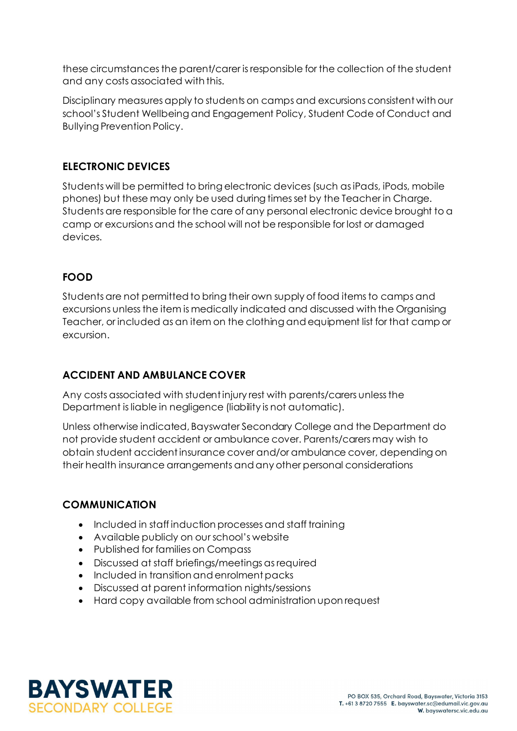these circumstances the parent/carer is responsible for the collection of the student and any costs associated with this.

Disciplinary measures apply to students on camps and excursions consistent with our school's Student Wellbeing and Engagement Policy, Student Code of Conduct and Bullying Prevention Policy.

## ELECTRONIC DEVICES

Students will be permitted to bring electronic devices (such as iPads, iPods, mobile phones) but these may only be used during times set by the Teacher in Charge. Students are responsible for the care of any personal electronic device brought to a camp or excursions and the school will not be responsible for lost or damaged devices.

## FOOD

Students are not permitted to bring their own supply of food items to camps and excursions unless the item is medically indicated and discussed with the Organising Teacher, or included as an item on the clothing and equipment list for that camp or excursion.

## ACCIDENT AND AMBULANCE COVER

Any costs associated with student injury rest with parents/carers unless the Department is liable in negligence (liability is not automatic).

Unless otherwise indicated, Bayswater Secondary College and the Department do not provide student accident or ambulance cover. Parents/carers may wish to obtain student accident insurance cover and/or ambulance cover, depending on their health insurance arrangements and any other personal considerations

## COMMUNICATION

- Included in staff induction processes and staff training
- Available publicly on our school's website
- Published for families on Compass
- Discussed at staff briefings/meetings as required
- Included in transition and enrolment packs
- Discussed at parent information nights/sessions
- Hard copy available from school administration upon request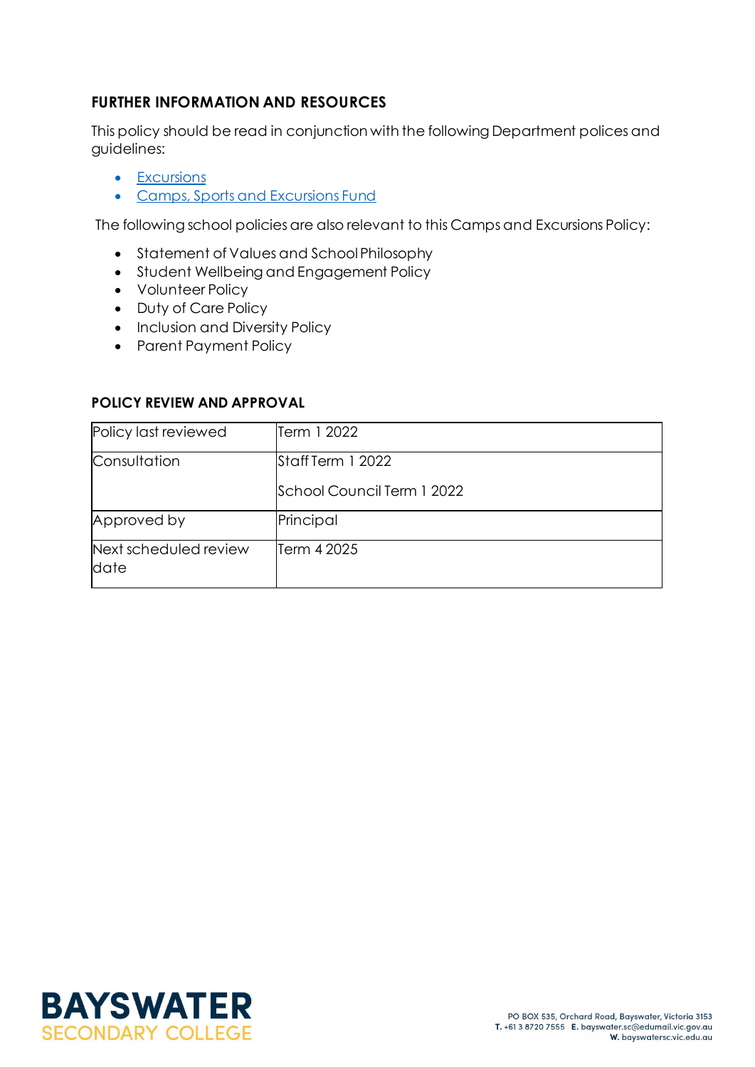## FURTHER INFORMATION AND RESOURCES

This policy should be read in conjunction with the following Department polices and guidelines:

- [Excursions]
- [Camps, Sports and Excursions Fund]

The following school policies are also relevant to this Camps and Excursions Policy:

- Statement of Values and School Philosophy
- Student Wellbeing and Engagement Policy
- Volunteer Policy
- Duty of Care Policy
- Inclusion and Diversity Policy
- Parent Payment Policy

## POLICY REVIEW AND APPROVAL

| | |
|---|---|
| Policy last reviewed | Term 1 2022 |
| Consultation | Staff Term 1 2022<br><br>School Council Term 1 2022 |
| Approved by | Principal |
| Next scheduled review date | Term 4 2025 |

BAYSWATER SECONDARY COLLEGE

PO BOX 535, Orchard Road, Bayswater, Victoria 3153
T. +61 3 8720 7555 E. bayswater.sc@edumail.vic.gov.au
W. bayswatersc.vic.edu.au